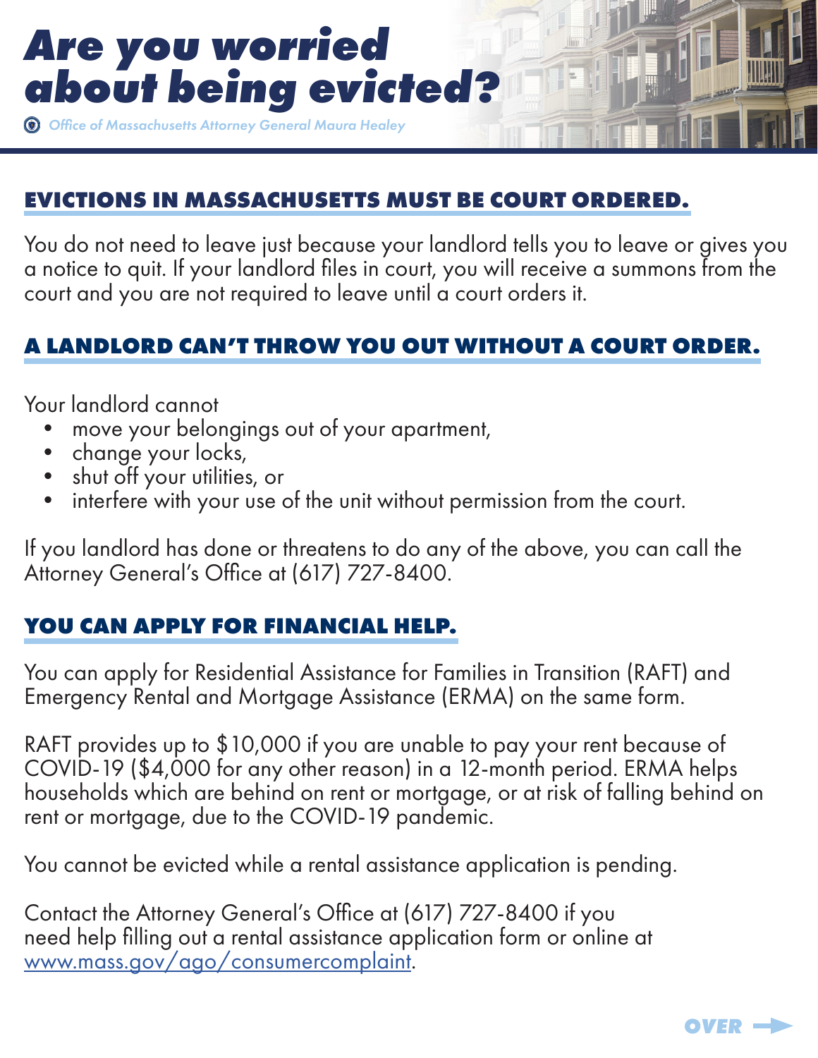# *Are you worried about being evicted?*

*Office of Massachusetts Attorney General Maura Healey*

## EVICTIONS IN MASSACHUSETTS MUST BE COURT ORDERED.

You do not need to leave just because your landlord tells you to leave or gives you a notice to quit. If your landlord files in court, you will receive a summons from the court and you are not required to leave until a court orders it.

## A LANDLORD CAN'T THROW YOU OUT WITHOUT A COURT ORDER.

Your landlord cannot

- move your belongings out of your apartment,
- change your locks,
- shut off your utilities, or
- interfere with your use of the unit without permission from the court.

If you landlord has done or threatens to do any of the above, you can call the Attorney General's Office at (617) 727-8400.

## YOU CAN APPLY FOR FINANCIAL HELP.

You can apply for Residential Assistance for Families in Transition (RAFT) and Emergency Rental and Mortgage Assistance (ERMA) on the same form.

RAFT provides up to $10,000 if you are unable to pay your rent because of COVID-19 ($4,000 for any other reason) in a 12-month period. ERMA helps households which are behind on rent or mortgage, or at risk of falling behind on rent or mortgage, due to the COVID-19 pandemic.

You cannot be evicted while a rental assistance application is pending.

Contact the Attorney General's Office at (617) 727-8400 if you need help filling out a rental assistance application form or online at [www.mass.gov/ago/consumercomplaint](http://www.mass.gov/ago/consumercomplaint).

OVER →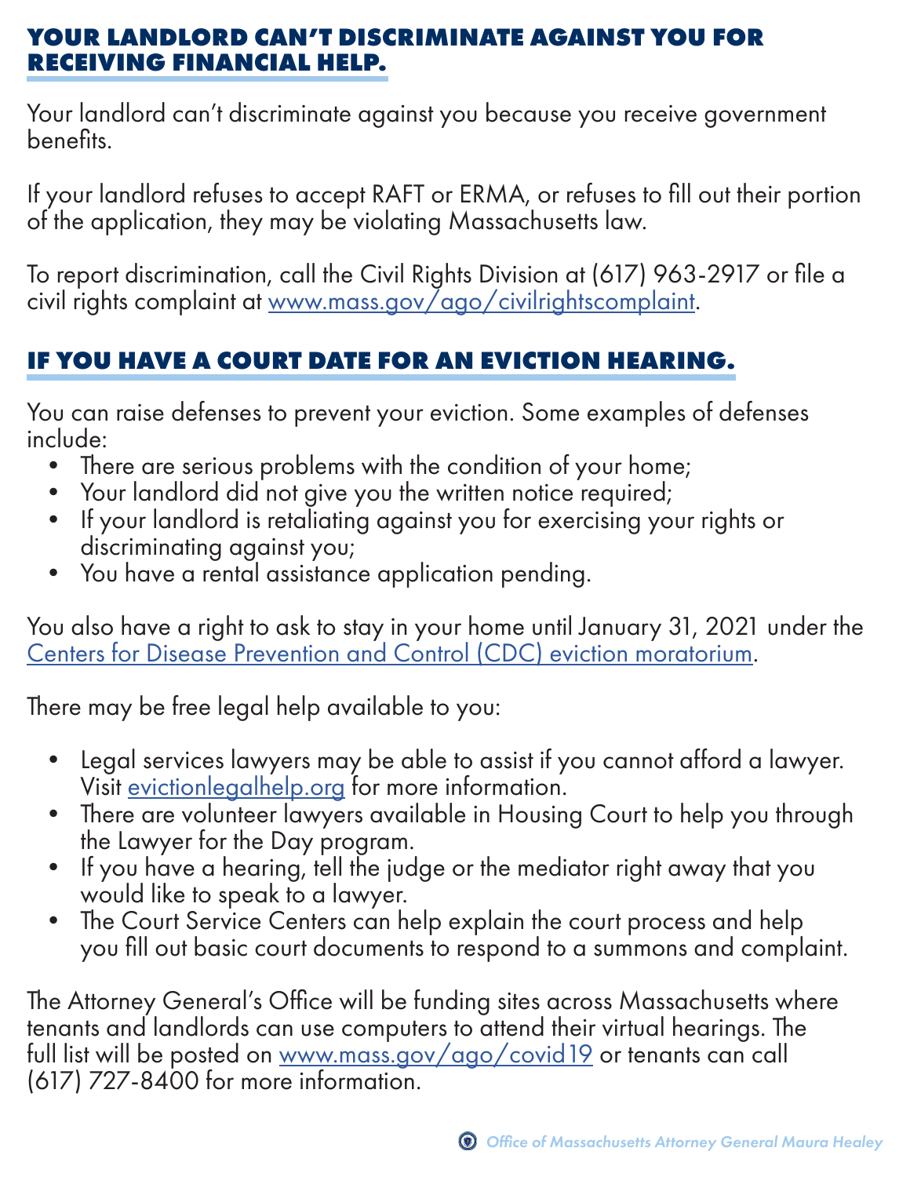## YOUR LANDLORD CAN'T DISCRIMINATE AGAINST YOU FOR RECEIVING FINANCIAL HELP.

Your landlord can't discriminate against you because you receive government benefits.

If your landlord refuses to accept RAFT or ERMA, or refuses to fill out their portion of the application, they may be violating Massachusetts law.

To report discrimination, call the Civil Rights Division at (617) 963-2917 or file a civil rights complaint at [www.mass.gov/ago/civilrightscomplaint](www.mass.gov/ago/civilrightscomplaint).

## IF YOU HAVE A COURT DATE FOR AN EVICTION HEARING.

You can raise defenses to prevent your eviction. Some examples of defenses include:

- There are serious problems with the condition of your home;
- Your landlord did not give you the written notice required;
- If your landlord is retaliating against you for exercising your rights or discriminating against you;
- You have a rental assistance application pending.

You also have a right to ask to stay in your home until January 31, 2021 under the Centers for Disease Prevention and Control (CDC) eviction moratorium.

There may be free legal help available to you:

- Legal services lawyers may be able to assist if you cannot afford a lawyer. Visit [evictionlegalhelp.org](evictionlegalhelp.org) for more information.
- There are volunteer lawyers available in Housing Court to help you through the Lawyer for the Day program.
- If you have a hearing, tell the judge or the mediator right away that you would like to speak to a lawyer.
- The Court Service Centers can help explain the court process and help you fill out basic court documents to respond to a summons and complaint.

The Attorney General's Office will be funding sites across Massachusetts where tenants and landlords can use computers to attend their virtual hearings. The full list will be posted on [www.mass.gov/ago/covid19](www.mass.gov/ago/covid19) or tenants can call (617) 727-8400 for more information.

*Office of Massachusetts Attorney General Maura Healey*